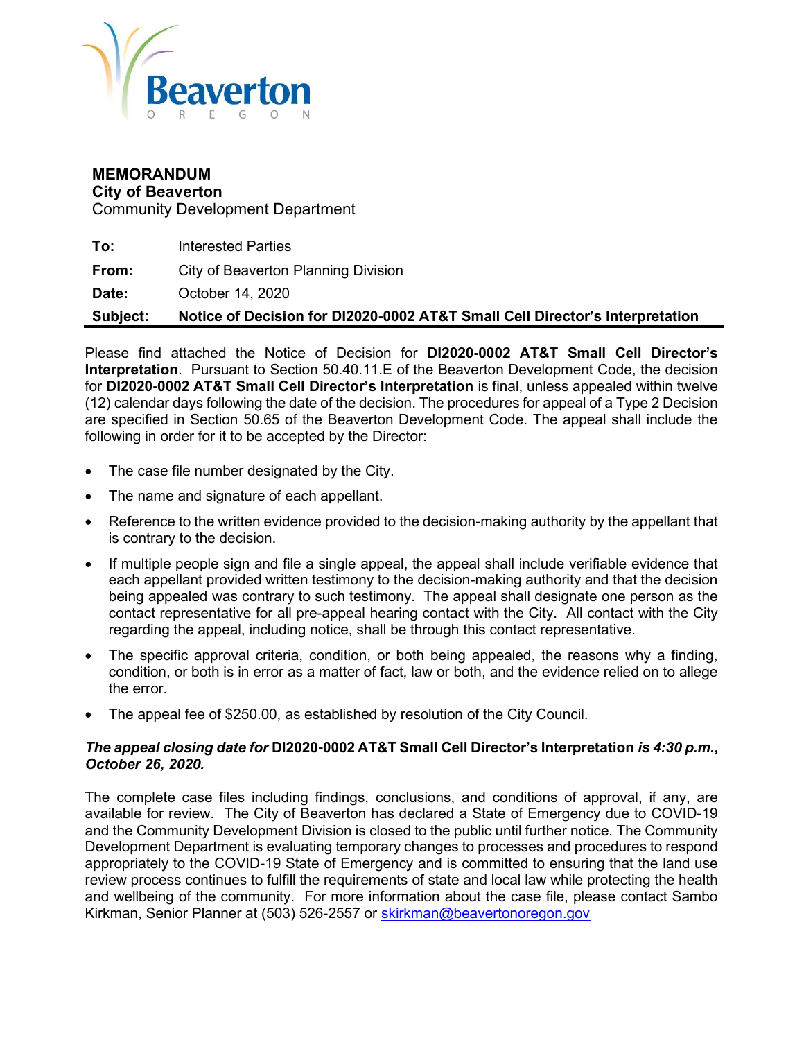Beaverton
OREGON

**MEMORANDUM**
**City of Beaverton**
Community Development Department

| | |
|---|---|
| **To:** | Interested Parties |
| **From:** | City of Beaverton Planning Division |
| **Date:** | October 14, 2020 |
| **Subject:** | **Notice of Decision for DI2020-0002 AT&T Small Cell Director's Interpretation** |

Please find attached the Notice of Decision for **DI2020-0002 AT&T Small Cell Director's Interpretation**. Pursuant to Section 50.40.11.E of the Beaverton Development Code, the decision for **DI2020-0002 AT&T Small Cell Director's Interpretation** is final, unless appealed within twelve (12) calendar days following the date of the decision. The procedures for appeal of a Type 2 Decision are specified in Section 50.65 of the Beaverton Development Code. The appeal shall include the following in order for it to be accepted by the Director:

- The case file number designated by the City.
- The name and signature of each appellant.
- Reference to the written evidence provided to the decision-making authority by the appellant that is contrary to the decision.
- If multiple people sign and file a single appeal, the appeal shall include verifiable evidence that each appellant provided written testimony to the decision-making authority and that the decision being appealed was contrary to such testimony. The appeal shall designate one person as the contact representative for all pre-appeal hearing contact with the City. All contact with the City regarding the appeal, including notice, shall be through this contact representative.
- The specific approval criteria, condition, or both being appealed, the reasons why a finding, condition, or both is in error as a matter of fact, law or both, and the evidence relied on to allege the error.
- The appeal fee of $250.00, as established by resolution of the City Council.

***The appeal closing date for* DI2020-0002 AT&T Small Cell Director's Interpretation *is 4:30 p.m., October 26, 2020.***

The complete case files including findings, conclusions, and conditions of approval, if any, are available for review. The City of Beaverton has declared a State of Emergency due to COVID-19 and the Community Development Division is closed to the public until further notice. The Community Development Department is evaluating temporary changes to processes and procedures to respond appropriately to the COVID-19 State of Emergency and is committed to ensuring that the land use review process continues to fulfill the requirements of state and local law while protecting the health and wellbeing of the community. For more information about the case file, please contact Sambo Kirkman, Senior Planner at (503) 526-2557 or skirkman@beavertonoregon.gov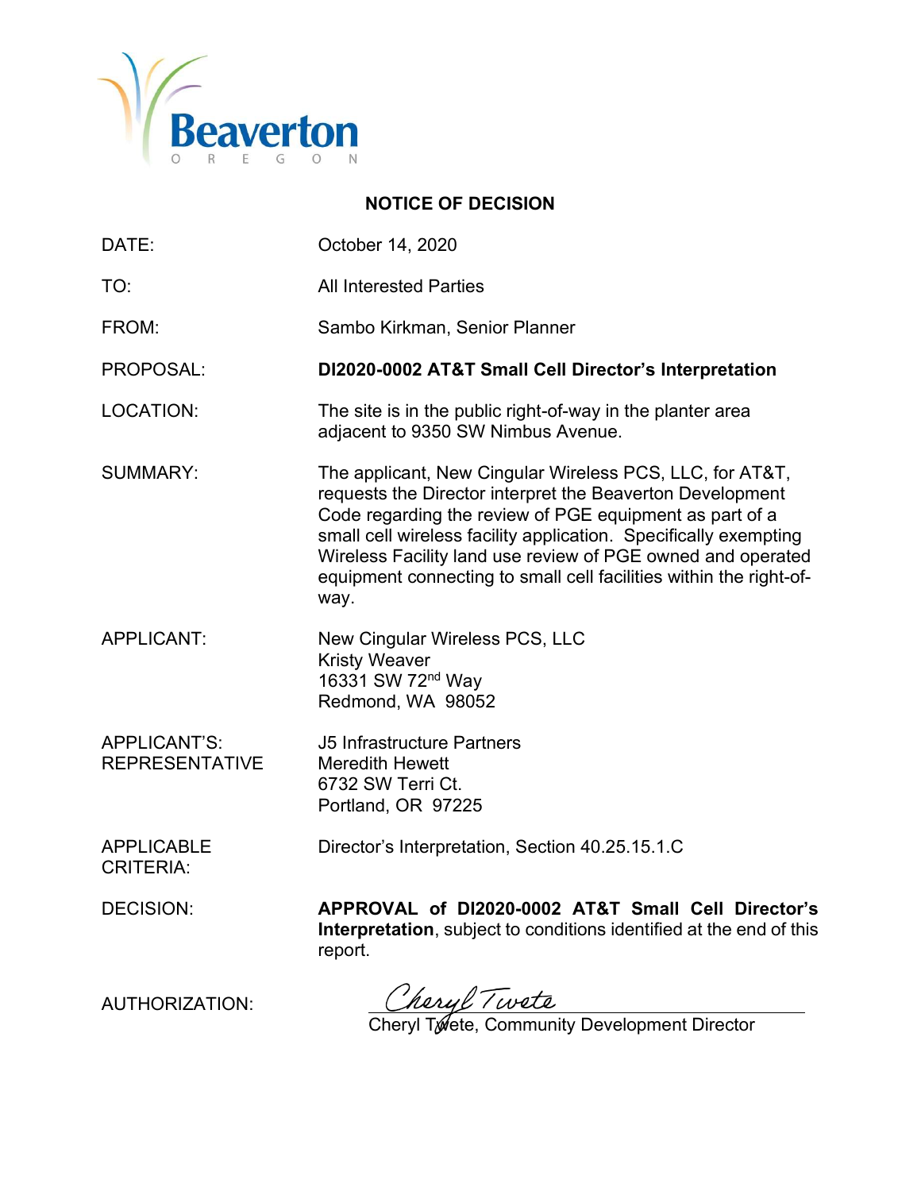## NOTICE OF DECISION

| | |
|---|---|
| DATE: | October 14, 2020 |
| TO: | All Interested Parties |
| FROM: | Sambo Kirkman, Senior Planner |
| PROPOSAL: | **DI2020-0002 AT&T Small Cell Director's Interpretation** |
| LOCATION: | The site is in the public right-of-way in the planter area adjacent to 9350 SW Nimbus Avenue. |
| SUMMARY: | The applicant, New Cingular Wireless PCS, LLC, for AT&T, requests the Director interpret the Beaverton Development Code regarding the review of PGE equipment as part of a small cell wireless facility application. Specifically exempting Wireless Facility land use review of PGE owned and operated equipment connecting to small cell facilities within the right-of-way. |
| APPLICANT: | New Cingular Wireless PCS, LLC<br>Kristy Weaver<br>16331 SW 72nd Way<br>Redmond, WA 98052 |
| APPLICANT'S: REPRESENTATIVE | J5 Infrastructure Partners<br>Meredith Hewett<br>6732 SW Terri Ct.<br>Portland, OR 97225 |
| APPLICABLE CRITERIA: | Director's Interpretation, Section 40.25.15.1.C |
| DECISION: | **APPROVAL of DI2020-0002 AT&T Small Cell Director's Interpretation**, subject to conditions identified at the end of this report. |
| AUTHORIZATION: | Cheryl Twete<br>Cheryl Twete, Community Development Director |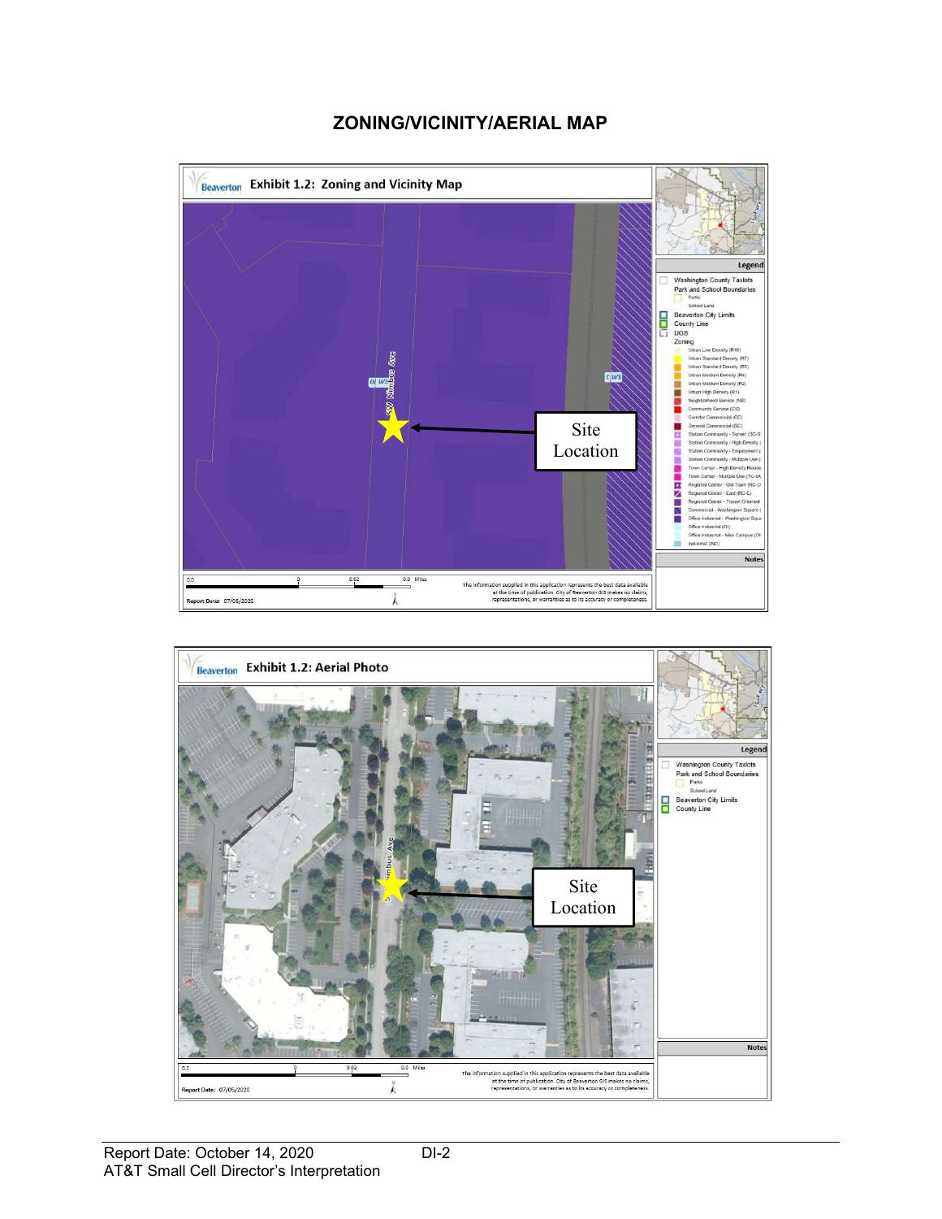# ZONING/VICINITY/AERIAL MAP

Beaverton **Exhibit 1.2: Zoning and Vicinity Map**

SW Nimbus Ave

OI WS

C WS

Site Location

**Legend**

Washington County Taxlots

Park and School Boundaries

Parks

School Land

Beaverton City Limits

County Line

UGB

Zoning

Urban Low Density (R10)

Urban Standard Density (R7)

Urban Standard Density (R5)

Urban Medium Density (R4)

Urban Medium Density (R2)

Urban High Density (R1)

Neighborhood Service (NS)

Community Service (CS)

Corridor Commercial (CC)

General Commercial (GC)

Station Community - Sunset (SC-S)

Station Community - High Density (

Station Community - Employment (

Station Community - Multiple Use (

Town Center - High Density Reside

Town Center - Multiple Use (TC-MU

Regional Center - Old Town (RC-O

Regional Center - East (RC-E)

Regional Center - Transit Oriented

Commercial - Washington Square (

Office Industrial - Washington Squa

Office Industrial (OI)

Office Industrial - Nike Campus (OI

Industrial (IND)

**Notes**

0.0 0 0.02 0.0 Miles

Report Date: 07/05/2020

The information supplied in this application represents the best data available at the time of publication. City of Beaverton GIS makes no claims, representations, or warranties as to its accuracy or completeness.

Beaverton **Exhibit 1.2: Aerial Photo**

SW Nimbus Ave

Site Location

**Legend**

Washington County Taxlots

Park and School Boundaries

Parks

School Land

Beaverton City Limits

County Line

**Notes**

0.0 0 0.02 0.0 Miles

Report Date: 07/05/2020

The information supplied in this application represents the best data available at the time of publication. City of Beaverton GIS makes no claims, representations, or warranties as to its accuracy or completeness.

Report Date: October 14, 2020

AT&T Small Cell Director's Interpretation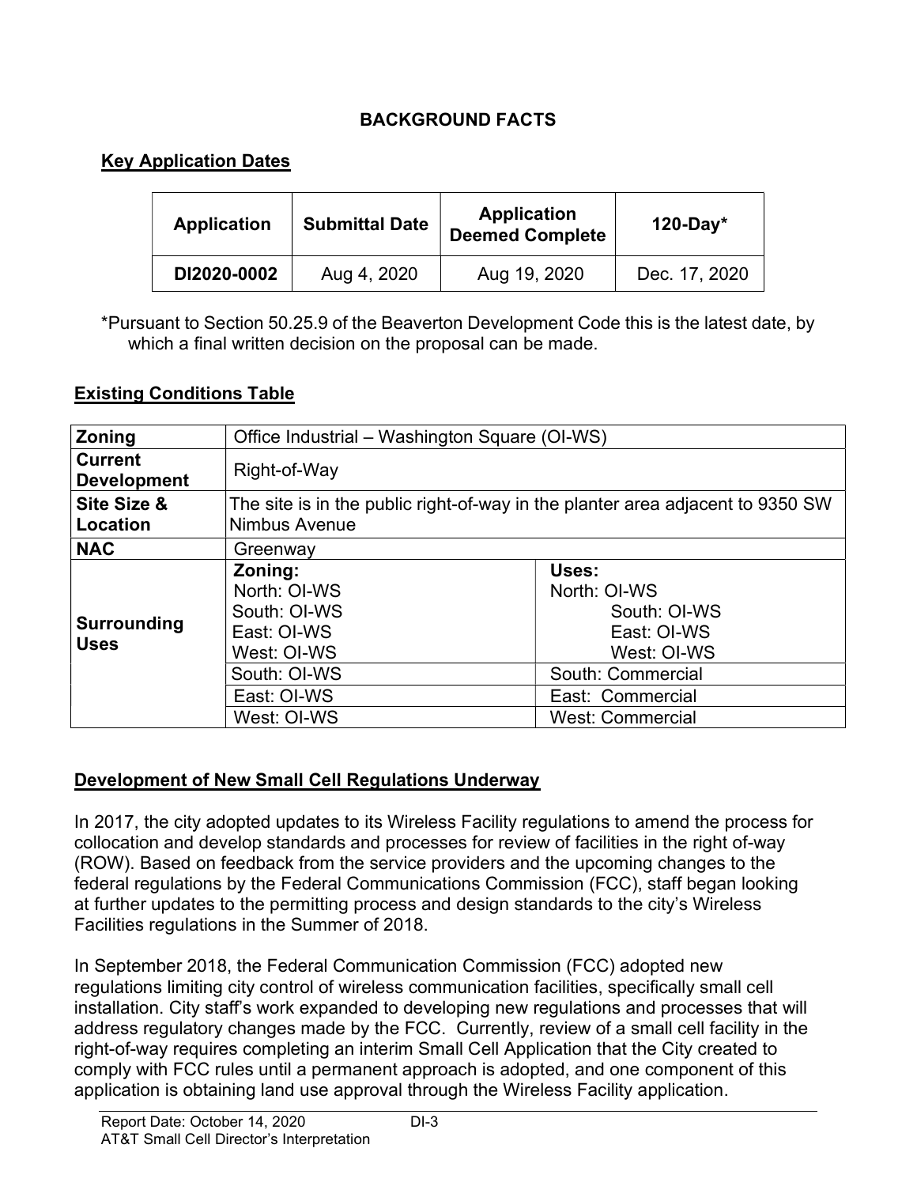## BACKGROUND FACTS

### Key Application Dates

| Application | Submittal Date | Application Deemed Complete | 120-Day* |
|---|---|---|---|
| DI2020-0002 | Aug 4, 2020 | Aug 19, 2020 | Dec. 17, 2020 |

*Pursuant to Section 50.25.9 of the Beaverton Development Code this is the latest date, by which a final written decision on the proposal can be made.

### Existing Conditions Table

| | | |
|---|---|---|
| **Zoning** | Office Industrial – Washington Square (OI-WS) | |
| **Current Development** | Right-of-Way | |
| **Site Size & Location** | The site is in the public right-of-way in the planter area adjacent to 9350 SW Nimbus Avenue | |
| **NAC** | Greenway | |
| **Surrounding Uses** | **Zoning:**<br>North: OI-WS<br>South: OI-WS<br>East: OI-WS<br>West: OI-WS | **Uses:**<br>North: OI-WS<br>South: OI-WS<br>East: OI-WS<br>West: OI-WS |
| | South: OI-WS | South: Commercial |
| | East: OI-WS | East: Commercial |
| | West: OI-WS | West: Commercial |

### Development of New Small Cell Regulations Underway

In 2017, the city adopted updates to its Wireless Facility regulations to amend the process for collocation and develop standards and processes for review of facilities in the right of-way (ROW). Based on feedback from the service providers and the upcoming changes to the federal regulations by the Federal Communications Commission (FCC), staff began looking at further updates to the permitting process and design standards to the city's Wireless Facilities regulations in the Summer of 2018.

In September 2018, the Federal Communication Commission (FCC) adopted new regulations limiting city control of wireless communication facilities, specifically small cell installation. City staff's work expanded to developing new regulations and processes that will address regulatory changes made by the FCC. Currently, review of a small cell facility in the right-of-way requires completing an interim Small Cell Application that the City created to comply with FCC rules until a permanent approach is adopted, and one component of this application is obtaining land use approval through the Wireless Facility application.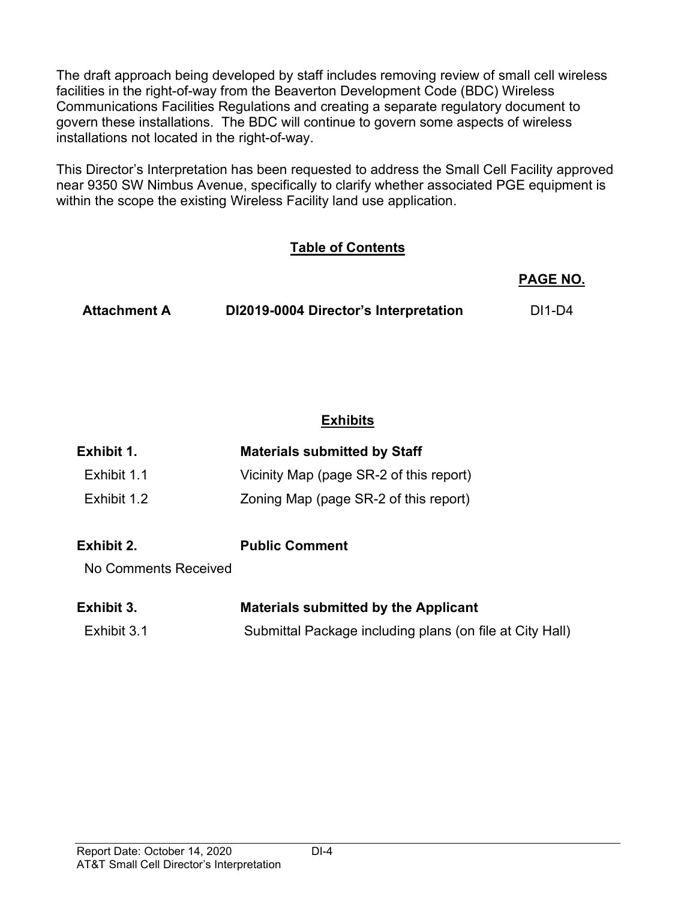The draft approach being developed by staff includes removing review of small cell wireless facilities in the right-of-way from the Beaverton Development Code (BDC) Wireless Communications Facilities Regulations and creating a separate regulatory document to govern these installations. The BDC will continue to govern some aspects of wireless installations not located in the right-of-way.

This Director's Interpretation has been requested to address the Small Cell Facility approved near 9350 SW Nimbus Avenue, specifically to clarify whether associated PGE equipment is within the scope the existing Wireless Facility land use application.

## Table of Contents

| | | **PAGE NO.** |
|---|---|---|
| **Attachment A** | **DI2019-0004 Director's Interpretation** | DI1-D4 |

## Exhibits

**Exhibit 1.** **Materials submitted by Staff**

| | |
|---|---|
| Exhibit 1.1 | Vicinity Map (page SR-2 of this report) |
| Exhibit 1.2 | Zoning Map (page SR-2 of this report) |

**Exhibit 2.** **Public Comment**

No Comments Received

**Exhibit 3.** **Materials submitted by the Applicant**

| | |
|---|---|
| Exhibit 3.1 | Submittal Package including plans (on file at City Hall) |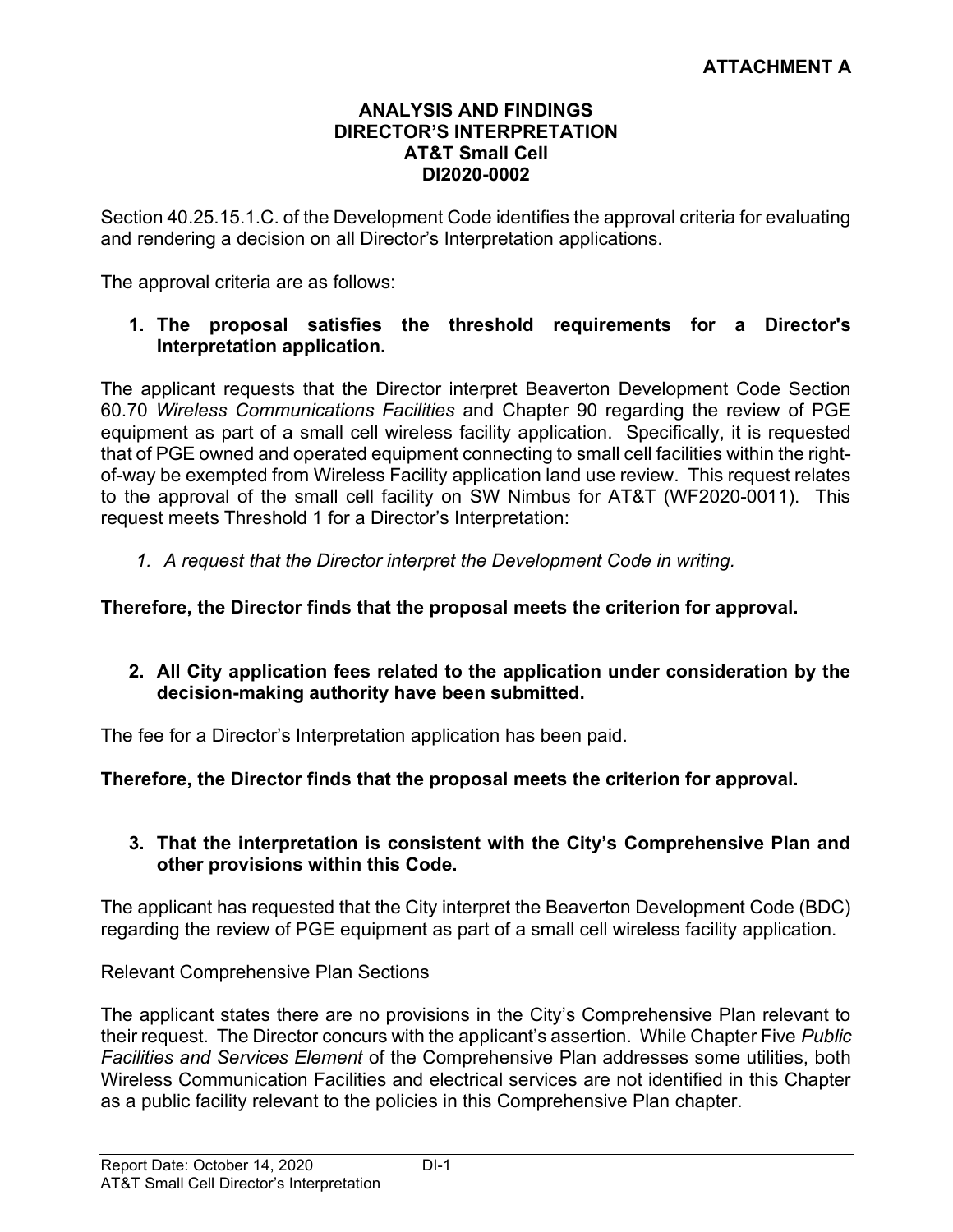**ATTACHMENT A**

**ANALYSIS AND FINDINGS**
**DIRECTOR'S INTERPRETATION**
**AT&T Small Cell**
**DI2020-0002**

Section 40.25.15.1.C. of the Development Code identifies the approval criteria for evaluating and rendering a decision on all Director's Interpretation applications.

The approval criteria are as follows:

1. **The proposal satisfies the threshold requirements for a Director's Interpretation application.**

The applicant requests that the Director interpret Beaverton Development Code Section 60.70 *Wireless Communications Facilities* and Chapter 90 regarding the review of PGE equipment as part of a small cell wireless facility application. Specifically, it is requested that of PGE owned and operated equipment connecting to small cell facilities within the right-of-way be exempted from Wireless Facility application land use review. This request relates to the approval of the small cell facility on SW Nimbus for AT&T (WF2020-0011). This request meets Threshold 1 for a Director's Interpretation:

*1. A request that the Director interpret the Development Code in writing.*

**Therefore, the Director finds that the proposal meets the criterion for approval.**

2. **All City application fees related to the application under consideration by the decision-making authority have been submitted.**

The fee for a Director's Interpretation application has been paid.

**Therefore, the Director finds that the proposal meets the criterion for approval.**

3. **That the interpretation is consistent with the City's Comprehensive Plan and other provisions within this Code.**

The applicant has requested that the City interpret the Beaverton Development Code (BDC) regarding the review of PGE equipment as part of a small cell wireless facility application.

Relevant Comprehensive Plan Sections

The applicant states there are no provisions in the City's Comprehensive Plan relevant to their request. The Director concurs with the applicant's assertion. While Chapter Five *Public Facilities and Services Element* of the Comprehensive Plan addresses some utilities, both Wireless Communication Facilities and electrical services are not identified in this Chapter as a public facility relevant to the policies in this Comprehensive Plan chapter.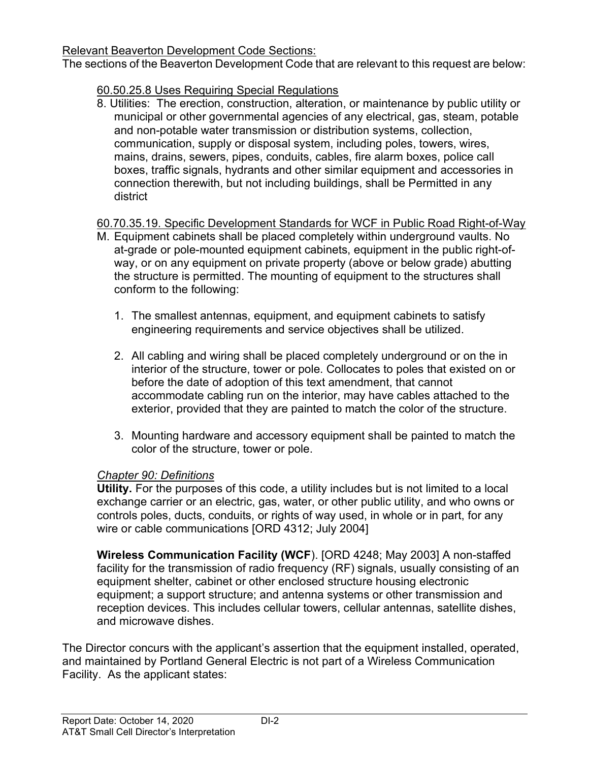Relevant Beaverton Development Code Sections:

The sections of the Beaverton Development Code that are relevant to this request are below:

60.50.25.8 Uses Requiring Special Regulations

8. Utilities: The erection, construction, alteration, or maintenance by public utility or municipal or other governmental agencies of any electrical, gas, steam, potable and non-potable water transmission or distribution systems, collection, communication, supply or disposal system, including poles, towers, wires, mains, drains, sewers, pipes, conduits, cables, fire alarm boxes, police call boxes, traffic signals, hydrants and other similar equipment and accessories in connection therewith, but not including buildings, shall be Permitted in any district

60.70.35.19. Specific Development Standards for WCF in Public Road Right-of-Way

M. Equipment cabinets shall be placed completely within underground vaults. No at-grade or pole-mounted equipment cabinets, equipment in the public right-of-way, or on any equipment on private property (above or below grade) abutting the structure is permitted. The mounting of equipment to the structures shall conform to the following:

   1. The smallest antennas, equipment, and equipment cabinets to satisfy engineering requirements and service objectives shall be utilized.

   2. All cabling and wiring shall be placed completely underground or on the in interior of the structure, tower or pole. Collocates to poles that existed on or before the date of adoption of this text amendment, that cannot accommodate cabling run on the interior, may have cables attached to the exterior, provided that they are painted to match the color of the structure.

   3. Mounting hardware and accessory equipment shall be painted to match the color of the structure, tower or pole.

*Chapter 90: Definitions*

**Utility.** For the purposes of this code, a utility includes but is not limited to a local exchange carrier or an electric, gas, water, or other public utility, and who owns or controls poles, ducts, conduits, or rights of way used, in whole or in part, for any wire or cable communications [ORD 4312; July 2004]

**Wireless Communication Facility (WCF**). [ORD 4248; May 2003] A non-staffed facility for the transmission of radio frequency (RF) signals, usually consisting of an equipment shelter, cabinet or other enclosed structure housing electronic equipment; a support structure; and antenna systems or other transmission and reception devices. This includes cellular towers, cellular antennas, satellite dishes, and microwave dishes.

The Director concurs with the applicant's assertion that the equipment installed, operated, and maintained by Portland General Electric is not part of a Wireless Communication Facility. As the applicant states: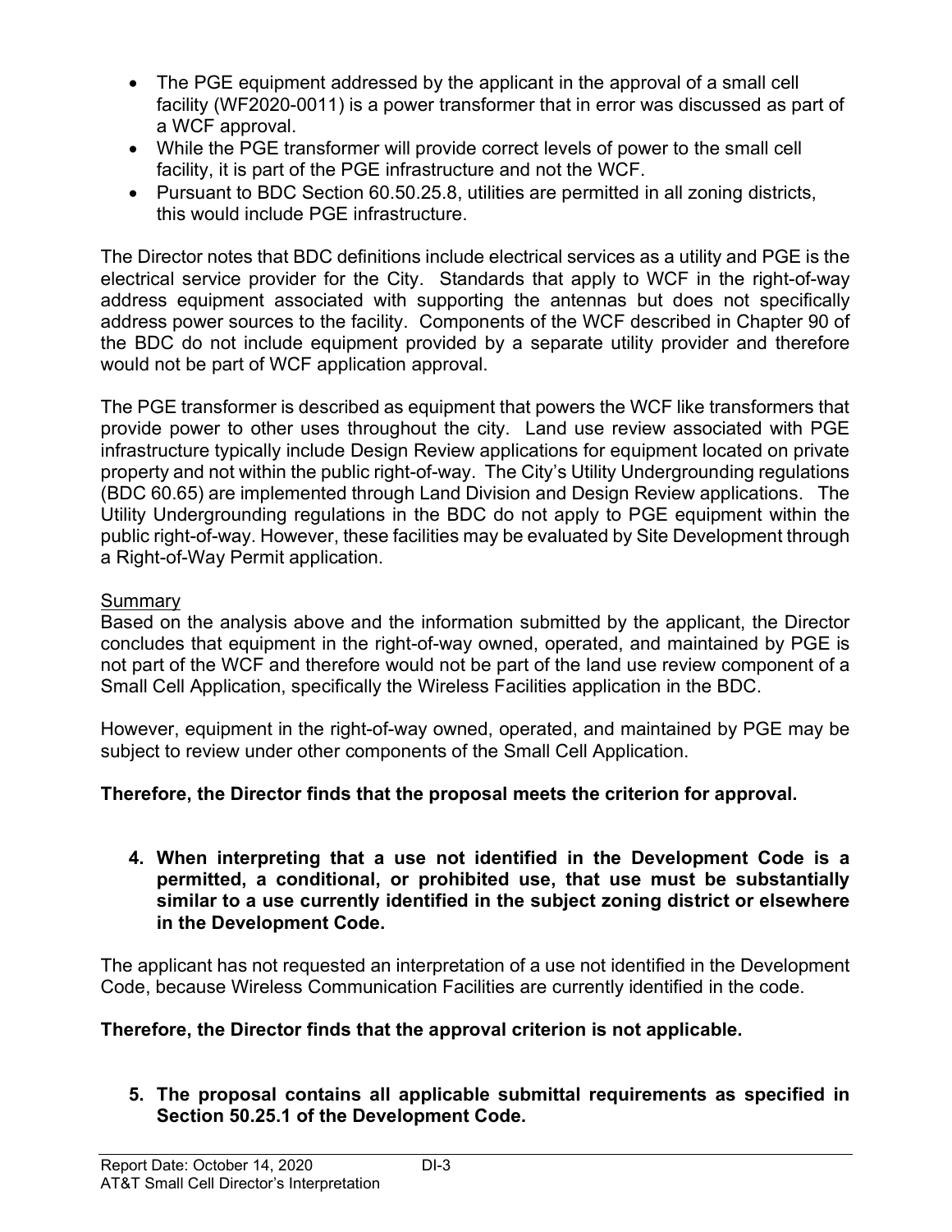- The PGE equipment addressed by the applicant in the approval of a small cell facility (WF2020-0011) is a power transformer that in error was discussed as part of a WCF approval.
- While the PGE transformer will provide correct levels of power to the small cell facility, it is part of the PGE infrastructure and not the WCF.
- Pursuant to BDC Section 60.50.25.8, utilities are permitted in all zoning districts, this would include PGE infrastructure.

The Director notes that BDC definitions include electrical services as a utility and PGE is the electrical service provider for the City. Standards that apply to WCF in the right-of-way address equipment associated with supporting the antennas but does not specifically address power sources to the facility. Components of the WCF described in Chapter 90 of the BDC do not include equipment provided by a separate utility provider and therefore would not be part of WCF application approval.

The PGE transformer is described as equipment that powers the WCF like transformers that provide power to other uses throughout the city. Land use review associated with PGE infrastructure typically include Design Review applications for equipment located on private property and not within the public right-of-way. The City's Utility Undergrounding regulations (BDC 60.65) are implemented through Land Division and Design Review applications. The Utility Undergrounding regulations in the BDC do not apply to PGE equipment within the public right-of-way. However, these facilities may be evaluated by Site Development through a Right-of-Way Permit application.

Summary

Based on the analysis above and the information submitted by the applicant, the Director concludes that equipment in the right-of-way owned, operated, and maintained by PGE is not part of the WCF and therefore would not be part of the land use review component of a Small Cell Application, specifically the Wireless Facilities application in the BDC.

However, equipment in the right-of-way owned, operated, and maintained by PGE may be subject to review under other components of the Small Cell Application.

**Therefore, the Director finds that the proposal meets the criterion for approval.**

**4. When interpreting that a use not identified in the Development Code is a permitted, a conditional, or prohibited use, that use must be substantially similar to a use currently identified in the subject zoning district or elsewhere in the Development Code.**

The applicant has not requested an interpretation of a use not identified in the Development Code, because Wireless Communication Facilities are currently identified in the code.

**Therefore, the Director finds that the approval criterion is not applicable.**

**5. The proposal contains all applicable submittal requirements as specified in Section 50.25.1 of the Development Code.**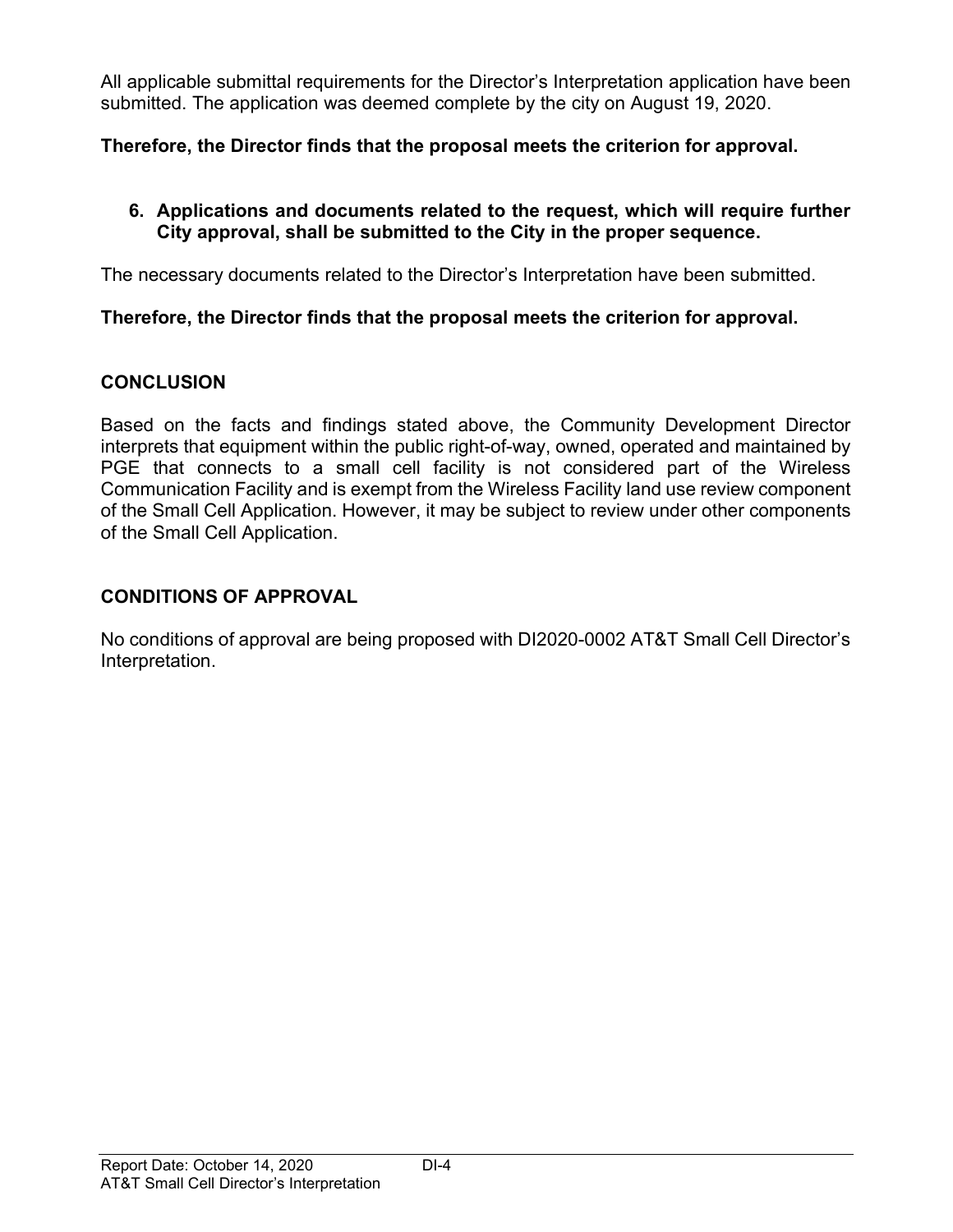All applicable submittal requirements for the Director's Interpretation application have been submitted. The application was deemed complete by the city on August 19, 2020.

**Therefore, the Director finds that the proposal meets the criterion for approval.**

6. **Applications and documents related to the request, which will require further City approval, shall be submitted to the City in the proper sequence.**

The necessary documents related to the Director's Interpretation have been submitted.

**Therefore, the Director finds that the proposal meets the criterion for approval.**

## CONCLUSION

Based on the facts and findings stated above, the Community Development Director interprets that equipment within the public right-of-way, owned, operated and maintained by PGE that connects to a small cell facility is not considered part of the Wireless Communication Facility and is exempt from the Wireless Facility land use review component of the Small Cell Application. However, it may be subject to review under other components of the Small Cell Application.

## CONDITIONS OF APPROVAL

No conditions of approval are being proposed with DI2020-0002 AT&T Small Cell Director's Interpretation.